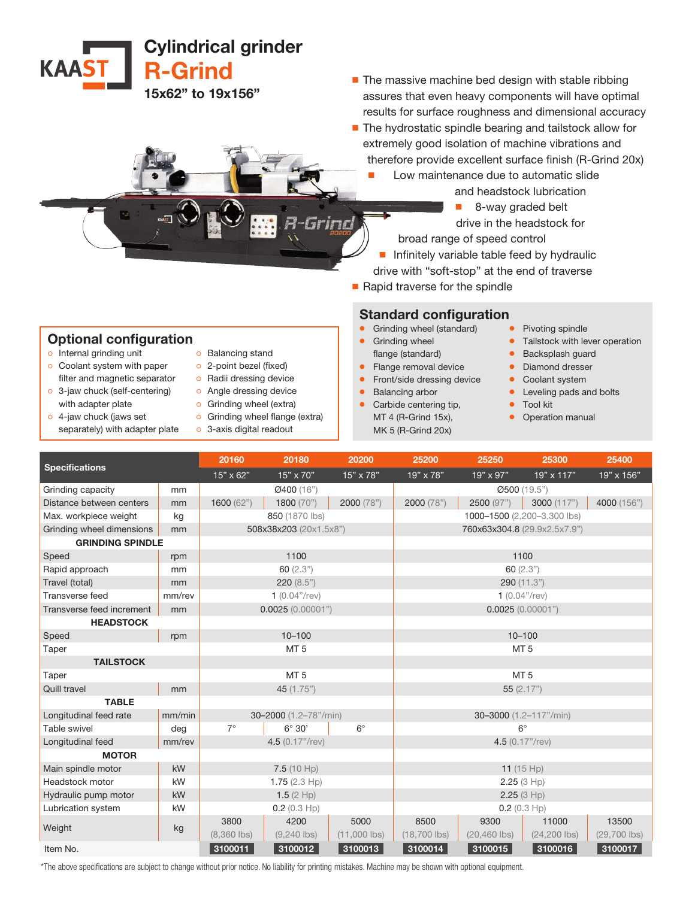# Cylindrical grinder R-Grind

**15x62" to 19x156"**

- The massive machine bed design with stable ribbing assures that even heavy components will have optimal results for surface roughness and dimensional accuracy
- The hydrostatic spindle bearing and tailstock allow for extremely good isolation of machine vibrations and therefore provide excellent surface finish (R-Grind 20x)
- Low maintenance due to automatic slide and headstock lubrication
- 8-way graded belt drive in the headstock for broad range of speed control
- Infinitely variable table feed by hydraulic drive with "soft-stop" at the end of traverse
- Rapid traverse for the spindle

## Optional configuration

- Internal grinding unit
- Coolant system with paper filter and magnetic separator
- 3-jaw chuck (self-centering) with adapter plate
- 4-jaw chuck (jaws set separately) with adapter plate
- Balancing stand
- 2-point bezel (fixed)
- Radii dressing device
- Angle dressing device
- Grinding wheel (extra)
- Grinding wheel flange (extra)
- 3-axis digital readout

## Standard configuration

- Grinding wheel (standard)
- Grinding wheel flange (standard)
- Flange removal device
- Front/side dressing device
- Balancing arbor
- Carbide centering tip, MT 4 (R-Grind 15x), MK 5 (R-Grind 20x)
- Pivoting spindle
- Tailstock with lever operation
- Backsplash guard
- Diamond dresser
- Coolant system
- Leveling pads and bolts
- Tool kit
- Operation manual

| Specifications | | 20160 | 20180 | 20200 | 25200 | 25250 | 25300 | 25400 |
|---|---|---|---|---|---|---|---|---|
| | | 15" x 62" | 15" x 70" | 15" x 78" | 19" x 78" | 19" x 97" | 19" x 117" | 19" x 156" |
| Grinding capacity | mm | Ø400 (16") | | | Ø500 (19.5") | | | |
| Distance between centers | mm | 1600 (62") | 1800 (70") | 2000 (78") | 2000 (78") | 2500 (97") | 3000 (117") | 4000 (156") |
| Max. workpiece weight | kg | 850 (1870 lbs) | | | 1000–1500 (2,200–3,300 lbs) | | | |
| Grinding wheel dimensions | mm | 508x38x203 (20x1.5x8") | | | 760x63x304.8 (29.9x2.5x7.9") | | | |
| **GRINDING SPINDLE** | | | | | | | | |
| Speed | rpm | 1100 | | | 1100 | | | |
| Rapid approach | mm | 60 (2.3") | | | 60 (2.3") | | | |
| Travel (total) | mm | 220 (8.5") | | | 290 (11.3") | | | |
| Transverse feed | mm/rev | 1 (0.04"/rev) | | | 1 (0.04"/rev) | | | |
| Transverse feed increment | mm | 0.0025 (0.00001") | | | 0.0025 (0.00001") | | | |
| **HEADSTOCK** | | | | | | | | |
| Speed | rpm | 10–100 | | | 10–100 | | | |
| Taper | | MT 5 | | | MT 5 | | | |
| **TAILSTOCK** | | | | | | | | |
| Taper | | MT 5 | | | MT 5 | | | |
| Quill travel | mm | 45 (1.75") | | | 55 (2.17") | | | |
| **TABLE** | | | | | | | | |
| Longitudinal feed rate | mm/min | 30–2000 (1.2–78"/min) | | | 30–3000 (1.2–117"/min) | | | |
| Table swivel | deg | 7° | 6° 30' | 6° | 6° | | | |
| Longitudinal feed | mm/rev | 4.5 (0.17"/rev) | | | 4.5 (0.17"/rev) | | | |
| **MOTOR** | | | | | | | | |
| Main spindle motor | kW | 7.5 (10 Hp) | | | 11 (15 Hp) | | | |
| Headstock motor | kW | 1.75 (2.3 Hp) | | | 2.25 (3 Hp) | | | |
| Hydraulic pump motor | kW | 1.5 (2 Hp) | | | 2.25 (3 Hp) | | | |
| Lubrication system | kW | 0.2 (0.3 Hp) | | | 0.2 (0.3 Hp) | | | |
| Weight | kg | 3800 (8,360 lbs) | 4200 (9,240 lbs) | 5000 (11,000 lbs) | 8500 (18,700 lbs) | 9300 (20,460 lbs) | 11000 (24,200 lbs) | 13500 (29,700 lbs) |
| Item No. | | 3100011 | 3100012 | 3100013 | 3100014 | 3100015 | 3100016 | 3100017 |

*The above specifications are subject to change without prior notice. No liability for printing mistakes. Machine may be shown with optional equipment.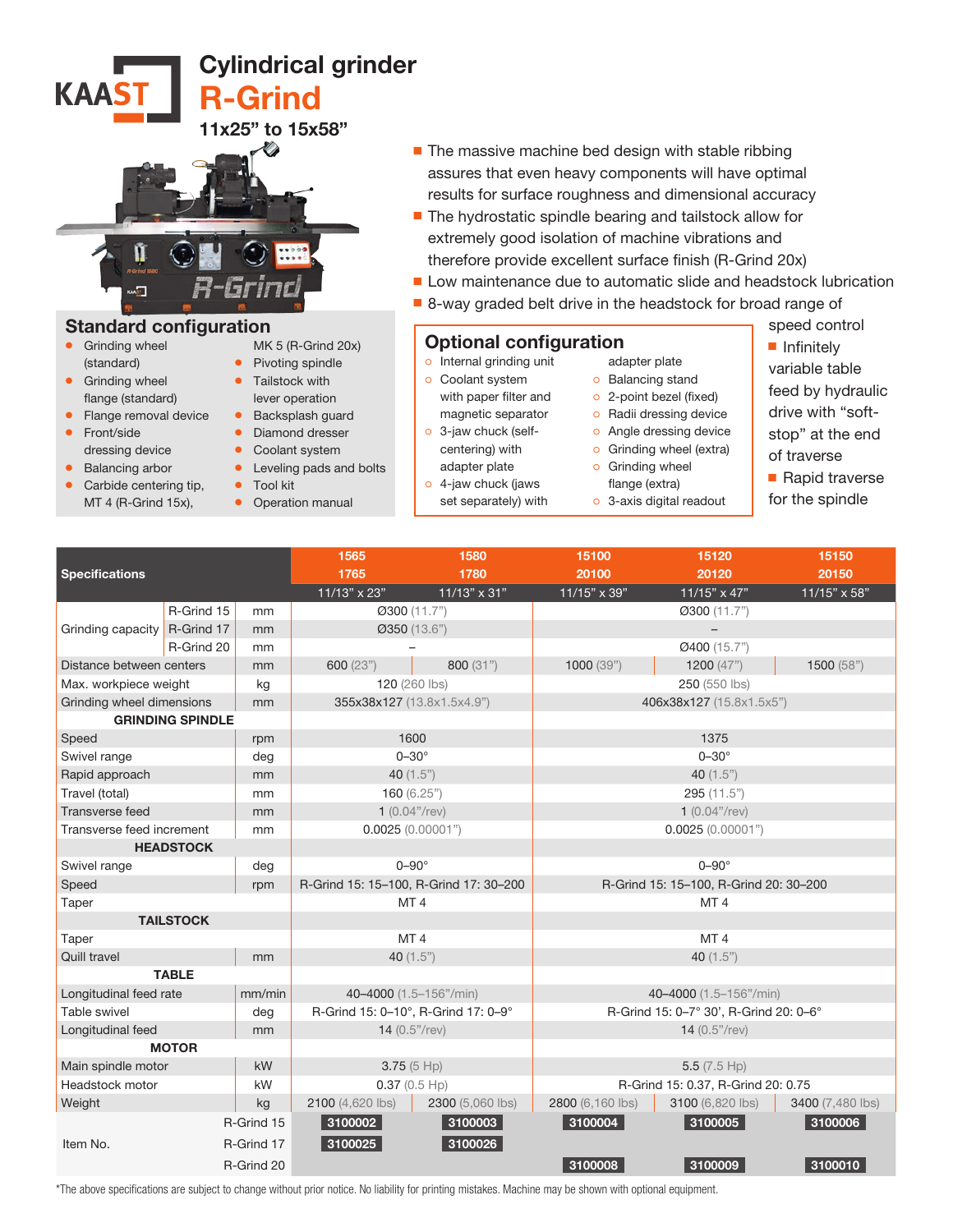# Cylindrical grinder

# R-Grind

**11x25" to 15x58"**

- The massive machine bed design with stable ribbing assures that even heavy components will have optimal results for surface roughness and dimensional accuracy
- The hydrostatic spindle bearing and tailstock allow for extremely good isolation of machine vibrations and therefore provide excellent surface finish (R-Grind 20x)
- Low maintenance due to automatic slide and headstock lubrication
- 8-way graded belt drive in the headstock for broad range of speed control
- Infinitely variable table feed by hydraulic drive with "soft-stop" at the end of traverse
- Rapid traverse for the spindle

## Standard configuration

- Grinding wheel (standard)
- Grinding wheel flange (standard)
- Flange removal device
- Front/side dressing device
- Balancing arbor
- Carbide centering tip, MT 4 (R-Grind 15x), MT 5 (R-Grind 20x)
- Pivoting spindle
- Tailstock with lever operation
- Backsplash guard
- Diamond dresser
- Coolant system
- Leveling pads and bolts
- Tool kit
- Operation manual

## Optional configuration

- Internal grinding unit
- Coolant system with paper filter and magnetic separator
- 3-jaw chuck (self-centering) with adapter plate
- 4-jaw chuck (jaws set separately) with adapter plate
- Balancing stand
- 2-point bezel (fixed)
- Radii dressing device
- Angle dressing device
- Grinding wheel (extra)
- Grinding wheel flange (extra)
- 3-axis digital readout

| Specifications | | | 1565 1765 | 1580 1780 | 15100 20100 | 15120 20120 | 15150 20150 |
|---|---|---|---|---|---|---|---|
| | | | 11/13" x 23" | 11/13" x 31" | 11/15" x 39" | 11/15" x 47" | 11/15" x 58" |
| Grinding capacity | R-Grind 15 | mm | Ø300 (11.7") | | Ø300 (11.7") | | |
| | R-Grind 17 | mm | Ø350 (13.6") | | – | | |
| | R-Grind 20 | mm | – | | Ø400 (15.7") | | |
| Distance between centers | | mm | 600 (23") | 800 (31") | 1000 (39") | 1200 (47") | 1500 (58") |
| Max. workpiece weight | | kg | 120 (260 lbs) | | 250 (550 lbs) | | |
| Grinding wheel dimensions | | mm | 355x38x127 (13.8x1.5x4.9") | | 406x38x127 (15.8x1.5x5") | | |
| **GRINDING SPINDLE** | | | | | | | |
| Speed | | rpm | 1600 | | 1375 | | |
| Swivel range | | deg | 0–30° | | 0–30° | | |
| Rapid approach | | mm | 40 (1.5") | | 40 (1.5") | | |
| Travel (total) | | mm | 160 (6.25") | | 295 (11.5") | | |
| Transverse feed | | mm | 1 (0.04"/rev) | | 1 (0.04"/rev) | | |
| Transverse feed increment | | mm | 0.0025 (0.00001") | | 0.0025 (0.00001") | | |
| **HEADSTOCK** | | | | | | | |
| Swivel range | | deg | 0–90° | | 0–90° | | |
| Speed | | rpm | R-Grind 15: 15–100, R-Grind 17: 30–200 | | R-Grind 15: 15–100, R-Grind 20: 30–200 | | |
| Taper | | | MT 4 | | MT 4 | | |
| **TAILSTOCK** | | | | | | | |
| Taper | | | MT 4 | | MT 4 | | |
| Quill travel | | mm | 40 (1.5") | | 40 (1.5") | | |
| **TABLE** | | | | | | | |
| Longitudinal feed rate | | mm/min | 40–4000 (1.5–156"/min) | | 40–4000 (1.5–156"/min) | | |
| Table swivel | | deg | R-Grind 15: 0–10°, R-Grind 17: 0–9° | | R-Grind 15: 0–7° 30', R-Grind 20: 0–6° | | |
| Longitudinal feed | | mm | 14 (0.5"/rev) | | 14 (0.5"/rev) | | |
| **MOTOR** | | | | | | | |
| Main spindle motor | | kW | 3.75 (5 Hp) | | 5.5 (7.5 Hp) | | |
| Headstock motor | | kW | 0.37 (0.5 Hp) | | R-Grind 15: 0.37, R-Grind 20: 0.75 | | |
| Weight | | kg | 2100 (4,620 lbs) | 2300 (5,060 lbs) | 2800 (6,160 lbs) | 3100 (6,820 lbs) | 3400 (7,480 lbs) |
| Item No. | R-Grind 15 | | 3100002 | 3100003 | 3100004 | 3100005 | 3100006 |
| | R-Grind 17 | | 3100025 | 3100026 | | | |
| | R-Grind 20 | | | | 3100008 | 3100009 | 3100010 |

*The above specifications are subject to change without prior notice. No liability for printing mistakes. Machine may be shown with optional equipment.